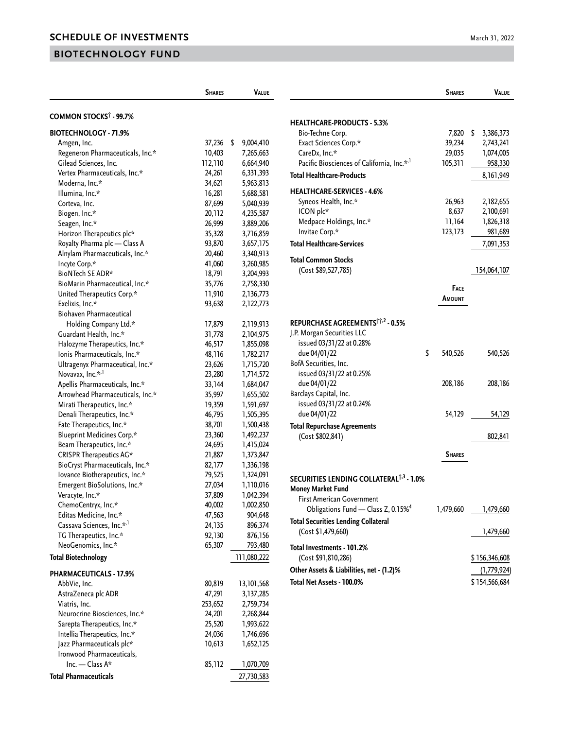# SCHEDULE OF INVESTMENTS

March 31, 2022

## BIOTECHNOLOGY FUND

| | Shares | Value |
|---|---|---|
| **COMMON STOCKS† - 99.7%** | | |
| **BIOTECHNOLOGY - 71.9%** | | |
| Amgen, Inc. | 37,236 | $ 9,004,410 |
| Regeneron Pharmaceuticals, Inc.* | 10,403 | 7,265,663 |
| Gilead Sciences, Inc. | 112,110 | 6,664,940 |
| Vertex Pharmaceuticals, Inc.* | 24,261 | 6,331,393 |
| Moderna, Inc.* | 34,621 | 5,963,813 |
| Illumina, Inc.* | 16,281 | 5,688,581 |
| Corteva, Inc. | 87,699 | 5,040,939 |
| Biogen, Inc.* | 20,112 | 4,235,587 |
| Seagen, Inc.* | 26,999 | 3,889,206 |
| Horizon Therapeutics plc* | 35,328 | 3,716,859 |
| Royalty Pharma plc — Class A | 93,870 | 3,657,175 |
| Alnylam Pharmaceuticals, Inc.* | 20,460 | 3,340,913 |
| Incyte Corp.* | 41,060 | 3,260,985 |
| BioNTech SE ADR* | 18,791 | 3,204,993 |
| BioMarin Pharmaceutical, Inc.* | 35,776 | 2,758,330 |
| United Therapeutics Corp.* | 11,910 | 2,136,773 |
| Exelixis, Inc.* | 93,638 | 2,122,773 |
| Biohaven Pharmaceutical Holding Company Ltd.* | 17,879 | 2,119,913 |
| Guardant Health, Inc.* | 31,778 | 2,104,975 |
| Halozyme Therapeutics, Inc.* | 46,517 | 1,855,098 |
| Ionis Pharmaceuticals, Inc.* | 48,116 | 1,782,217 |
| Ultragenyx Pharmaceutical, Inc.* | 23,626 | 1,715,720 |
| Novavax, Inc.*,[1] | 23,280 | 1,714,572 |
| Apellis Pharmaceuticals, Inc.* | 33,144 | 1,684,047 |
| Arrowhead Pharmaceuticals, Inc.* | 35,997 | 1,655,502 |
| Mirati Therapeutics, Inc.* | 19,359 | 1,591,697 |
| Denali Therapeutics, Inc.* | 46,795 | 1,505,395 |
| Fate Therapeutics, Inc.* | 38,701 | 1,500,438 |
| Blueprint Medicines Corp.* | 23,360 | 1,492,237 |
| Beam Therapeutics, Inc.* | 24,695 | 1,415,024 |
| CRISPR Therapeutics AG* | 21,887 | 1,373,847 |
| BioCryst Pharmaceuticals, Inc.* | 82,177 | 1,336,198 |
| Iovance Biotherapeutics, Inc.* | 79,525 | 1,324,091 |
| Emergent BioSolutions, Inc.* | 27,034 | 1,110,016 |
| Veracyte, Inc.* | 37,809 | 1,042,394 |
| ChemoCentryx, Inc.* | 40,002 | 1,002,850 |
| Editas Medicine, Inc.* | 47,563 | 904,648 |
| Cassava Sciences, Inc.*,[1] | 24,135 | 896,374 |
| TG Therapeutics, Inc.* | 92,130 | 876,156 |
| NeoGenomics, Inc.* | 65,307 | 793,480 |
| **Total Biotechnology** | | 111,080,222 |
| **PHARMACEUTICALS - 17.9%** | | |
| AbbVie, Inc. | 80,819 | 13,101,568 |
| AstraZeneca plc ADR | 47,291 | 3,137,285 |
| Viatris, Inc. | 253,652 | 2,759,734 |
| Neurocrine Biosciences, Inc.* | 24,201 | 2,268,844 |
| Sarepta Therapeutics, Inc.* | 25,520 | 1,993,622 |
| Intellia Therapeutics, Inc.* | 24,036 | 1,746,696 |
| Jazz Pharmaceuticals plc* | 10,613 | 1,652,125 |
| Ironwood Pharmaceuticals, Inc. — Class A* | 85,112 | 1,070,709 |
| **Total Pharmaceuticals** | | 27,730,583 |
| **HEALTHCARE-PRODUCTS - 5.3%** | | |
| Bio-Techne Corp. | 7,820 | $ 3,386,373 |
| Exact Sciences Corp.* | 39,234 | 2,743,241 |
| CareDx, Inc.* | 29,035 | 1,074,005 |
| Pacific Biosciences of California, Inc.*,[1] | 105,311 | 958,330 |
| **Total Healthcare-Products** | | 8,161,949 |
| **HEALTHCARE-SERVICES - 4.6%** | | |
| Syneos Health, Inc.* | 26,963 | 2,182,655 |
| ICON plc* | 8,637 | 2,100,691 |
| Medpace Holdings, Inc.* | 11,164 | 1,826,318 |
| Invitae Corp.* | 123,173 | 981,689 |
| **Total Healthcare-Services** | | 7,091,353 |
| **Total Common Stocks** (Cost $89,527,785) | | 154,064,107 |

| | Face Amount | Value |
|---|---|---|
| **REPURCHASE AGREEMENTS††,2 - 0.5%** | | |
| J.P. Morgan Securities LLC issued 03/31/22 at 0.28% due 04/01/22 | $ 540,526 | 540,526 |
| BofA Securities, Inc. issued 03/31/22 at 0.25% due 04/01/22 | 208,186 | 208,186 |
| Barclays Capital, Inc. issued 03/31/22 at 0.24% due 04/01/22 | 54,129 | 54,129 |
| **Total Repurchase Agreements** (Cost $802,841) | | 802,841 |

| | Shares | Value |
|---|---|---|
| **SECURITIES LENDING COLLATERAL†,3 - 1.0%** | | |
| **Money Market Fund** | | |
| First American Government Obligations Fund — Class Z, 0.15%[4] | 1,479,660 | 1,479,660 |
| **Total Securities Lending Collateral** (Cost $1,479,660) | | 1,479,660 |
| **Total Investments - 101.2%** (Cost $91,810,286) | | $ 156,346,608 |
| **Other Assets & Liabilities, net - (1.2)%** | | (1,779,924) |
| **Total Net Assets - 100.0%** | | $ 154,566,684 |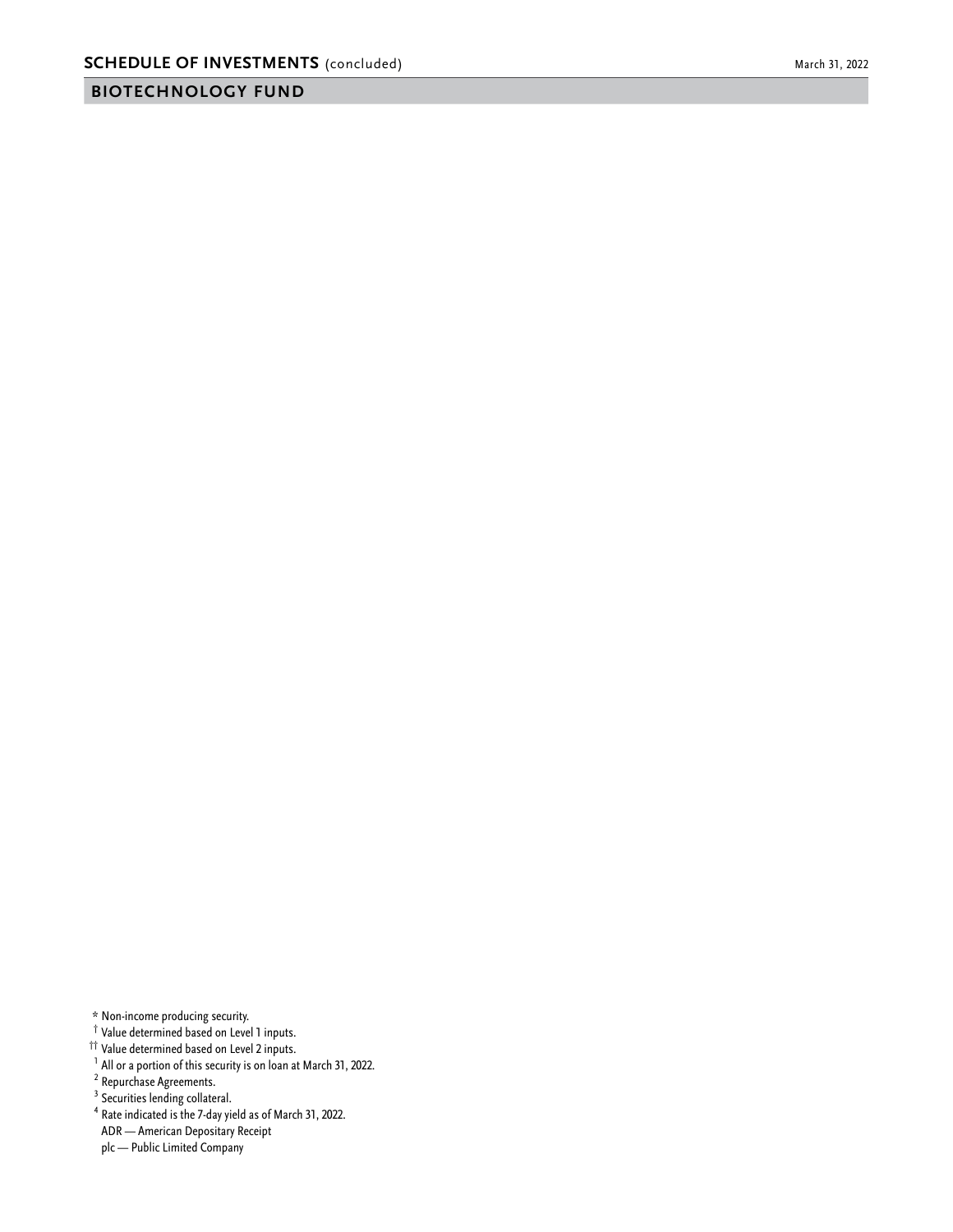## SCHEDULE OF INVESTMENTS (concluded)

March 31, 2022

### BIOTECHNOLOGY FUND

\* Non-income producing security.

† Value determined based on Level 1 inputs.

†† Value determined based on Level 2 inputs.

[1] All or a portion of this security is on loan at March 31, 2022.

[2] Repurchase Agreements.

[3] Securities lending collateral.

[4] Rate indicated is the 7-day yield as of March 31, 2022.

ADR — American Depositary Receipt

plc — Public Limited Company